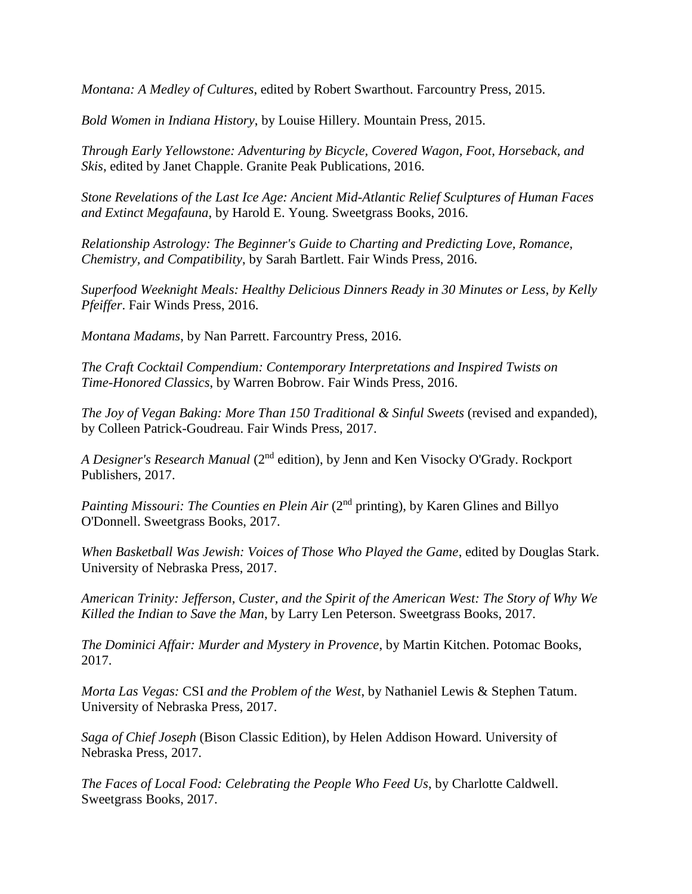*Montana: A Medley of Cultures*, edited by Robert Swarthout. Farcountry Press, 2015.

*Bold Women in Indiana History*, by Louise Hillery. Mountain Press, 2015.

*Through Early Yellowstone: Adventuring by Bicycle, Covered Wagon, Foot, Horseback, and Skis*, edited by Janet Chapple. Granite Peak Publications, 2016.

*Stone Revelations of the Last Ice Age: Ancient Mid-Atlantic Relief Sculptures of Human Faces and Extinct Megafauna*, by Harold E. Young. Sweetgrass Books, 2016.

*Relationship Astrology: The Beginner's Guide to Charting and Predicting Love, Romance, Chemistry, and Compatibility*, by Sarah Bartlett. Fair Winds Press, 2016.

*Superfood Weeknight Meals: Healthy Delicious Dinners Ready in 30 Minutes or Less, by Kelly Pfeiffer*. Fair Winds Press, 2016.

*Montana Madams*, by Nan Parrett. Farcountry Press, 2016.

*The Craft Cocktail Compendium: Contemporary Interpretations and Inspired Twists on Time-Honored Classics*, by Warren Bobrow. Fair Winds Press, 2016.

*The Joy of Vegan Baking: More Than 150 Traditional & Sinful Sweets* (revised and expanded), by Colleen Patrick-Goudreau. Fair Winds Press, 2017.

*A Designer's Research Manual* (2nd edition), by Jenn and Ken Visocky O'Grady. Rockport Publishers, 2017.

*Painting Missouri: The Counties en Plein Air* (2nd printing), by Karen Glines and Billyo O'Donnell. Sweetgrass Books, 2017.

*When Basketball Was Jewish: Voices of Those Who Played the Game*, edited by Douglas Stark. University of Nebraska Press, 2017.

*American Trinity: Jefferson, Custer, and the Spirit of the American West: The Story of Why We Killed the Indian to Save the Man*, by Larry Len Peterson. Sweetgrass Books, 2017.

*The Dominici Affair: Murder and Mystery in Provence*, by Martin Kitchen. Potomac Books, 2017.

*Morta Las Vegas:* CSI *and the Problem of the West*, by Nathaniel Lewis & Stephen Tatum. University of Nebraska Press, 2017.

*Saga of Chief Joseph* (Bison Classic Edition), by Helen Addison Howard. University of Nebraska Press, 2017.

*The Faces of Local Food: Celebrating the People Who Feed Us*, by Charlotte Caldwell. Sweetgrass Books, 2017.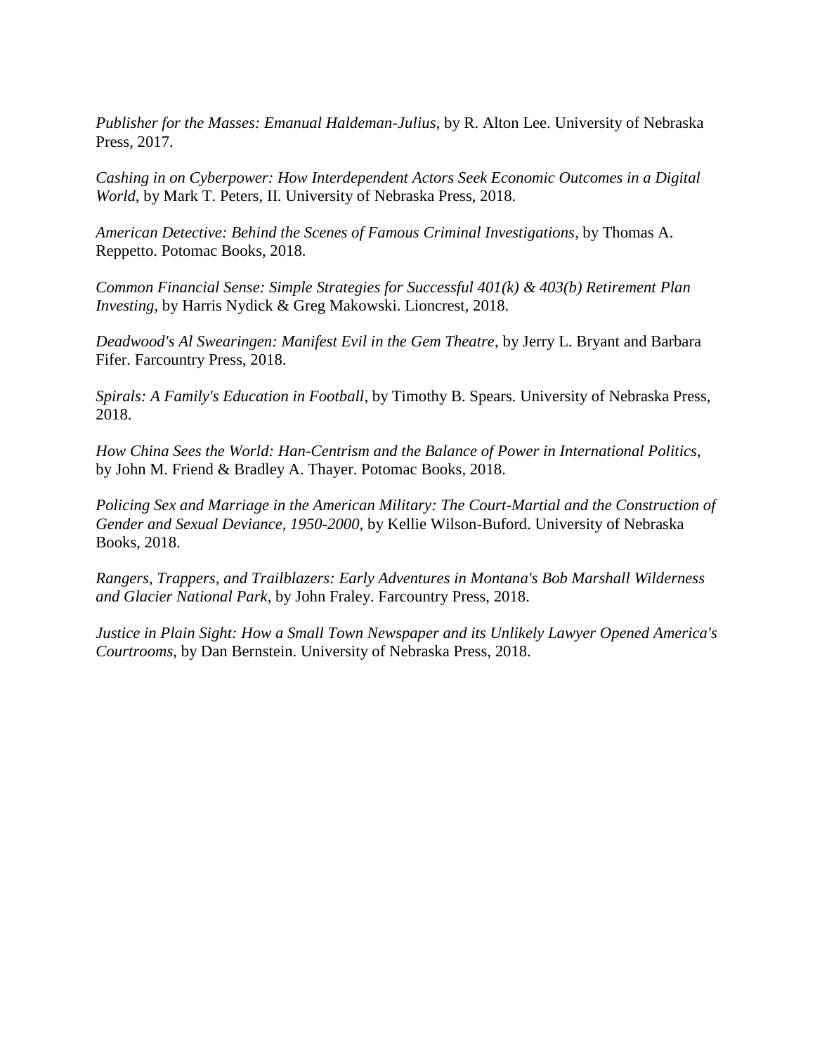*Publisher for the Masses: Emanual Haldeman-Julius*, by R. Alton Lee. University of Nebraska Press, 2017.

*Cashing in on Cyberpower: How Interdependent Actors Seek Economic Outcomes in a Digital World*, by Mark T. Peters, II. University of Nebraska Press, 2018.

*American Detective: Behind the Scenes of Famous Criminal Investigations*, by Thomas A. Reppetto. Potomac Books, 2018.

*Common Financial Sense: Simple Strategies for Successful 401(k) & 403(b) Retirement Plan Investing*, by Harris Nydick & Greg Makowski. Lioncrest, 2018.

*Deadwood's Al Swearingen: Manifest Evil in the Gem Theatre*, by Jerry L. Bryant and Barbara Fifer. Farcountry Press, 2018.

*Spirals: A Family's Education in Football*, by Timothy B. Spears. University of Nebraska Press, 2018.

*How China Sees the World: Han-Centrism and the Balance of Power in International Politics*, by John M. Friend & Bradley A. Thayer. Potomac Books, 2018.

*Policing Sex and Marriage in the American Military: The Court-Martial and the Construction of Gender and Sexual Deviance, 1950-2000*, by Kellie Wilson-Buford. University of Nebraska Books, 2018.

*Rangers, Trappers, and Trailblazers: Early Adventures in Montana's Bob Marshall Wilderness and Glacier National Park*, by John Fraley. Farcountry Press, 2018.

*Justice in Plain Sight: How a Small Town Newspaper and its Unlikely Lawyer Opened America's Courtrooms*, by Dan Bernstein. University of Nebraska Press, 2018.